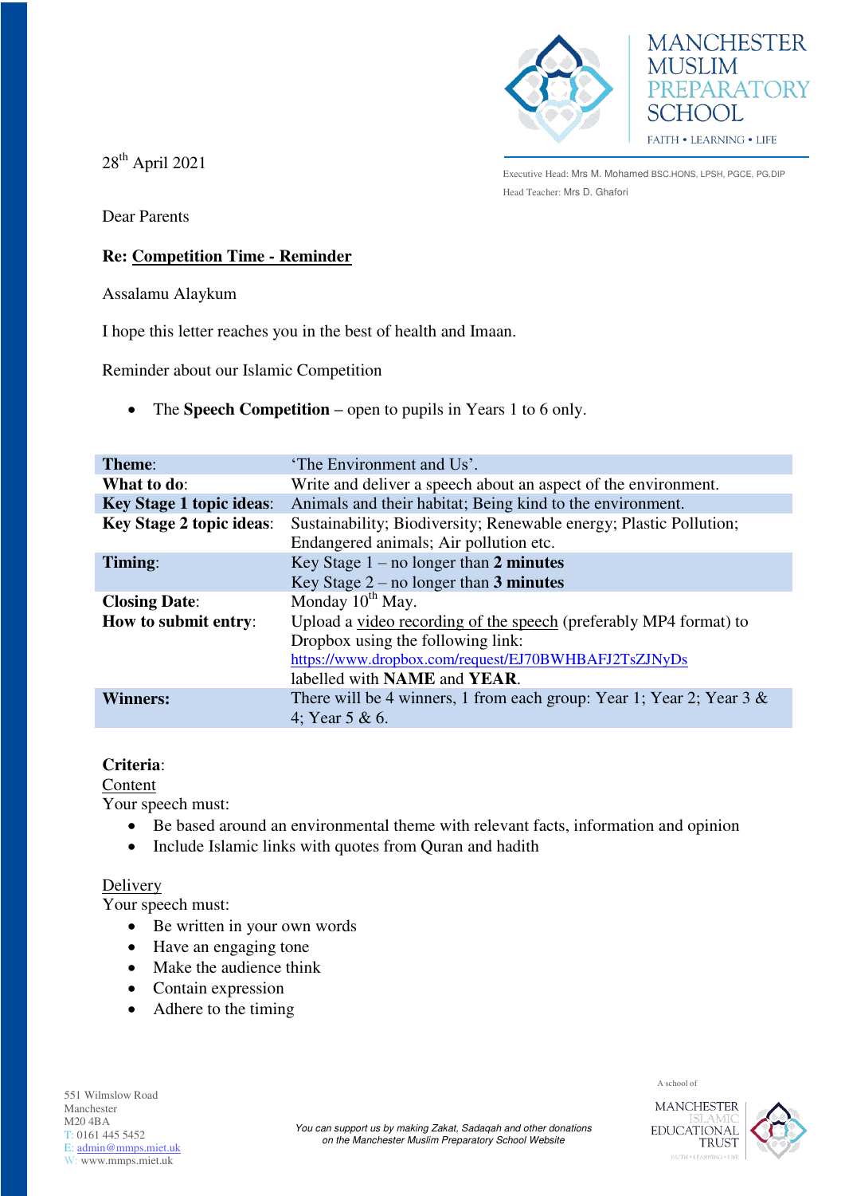MANCHESTER MUSLIM PREPARATORY SCHOOL

FAITH • LEARNING • LIFE

Executive Head: Mrs M. Mohamed BSC.HONS, LPSH, PGCE, PG.DIP

Head Teacher: Mrs D. Ghafori

28th April 2021

Dear Parents

**Re: Competition Time - Reminder**

Assalamu Alaykum

I hope this letter reaches you in the best of health and Imaan.

Reminder about our Islamic Competition

- The **Speech Competition** – open to pupils in Years 1 to 6 only.

| | |
|---|---|
| **Theme**: | 'The Environment and Us'. |
| **What to do**: | Write and deliver a speech about an aspect of the environment. |
| **Key Stage 1 topic ideas**: | Animals and their habitat; Being kind to the environment. |
| **Key Stage 2 topic ideas**: | Sustainability; Biodiversity; Renewable energy; Plastic Pollution; Endangered animals; Air pollution etc. |
| **Timing**: | Key Stage 1 – no longer than **2 minutes**<br>Key Stage 2 – no longer than **3 minutes** |
| **Closing Date**: | Monday 10th May. |
| **How to submit entry**: | Upload a video recording of the speech (preferably MP4 format) to Dropbox using the following link: https://www.dropbox.com/request/EJ70BWHBAFJ2TsZJNyDs labelled with **NAME** and **YEAR**. |
| **Winners:** | There will be 4 winners, 1 from each group: Year 1; Year 2; Year 3 & 4; Year 5 & 6. |

**Criteria**:

Content

Your speech must:

- Be based around an environmental theme with relevant facts, information and opinion
- Include Islamic links with quotes from Quran and hadith

Delivery

Your speech must:

- Be written in your own words
- Have an engaging tone
- Make the audience think
- Contain expression
- Adhere to the timing

551 Wilmslow Road
Manchester
M20 4BA
T: 0161 445 5452
E: admin@mmps.miet.uk
W: www.mmps.miet.uk

*You can support us by making Zakat, Sadaqah and other donations on the Manchester Muslim Preparatory School Website*

A school of MANCHESTER ISLAMIC EDUCATIONAL TRUST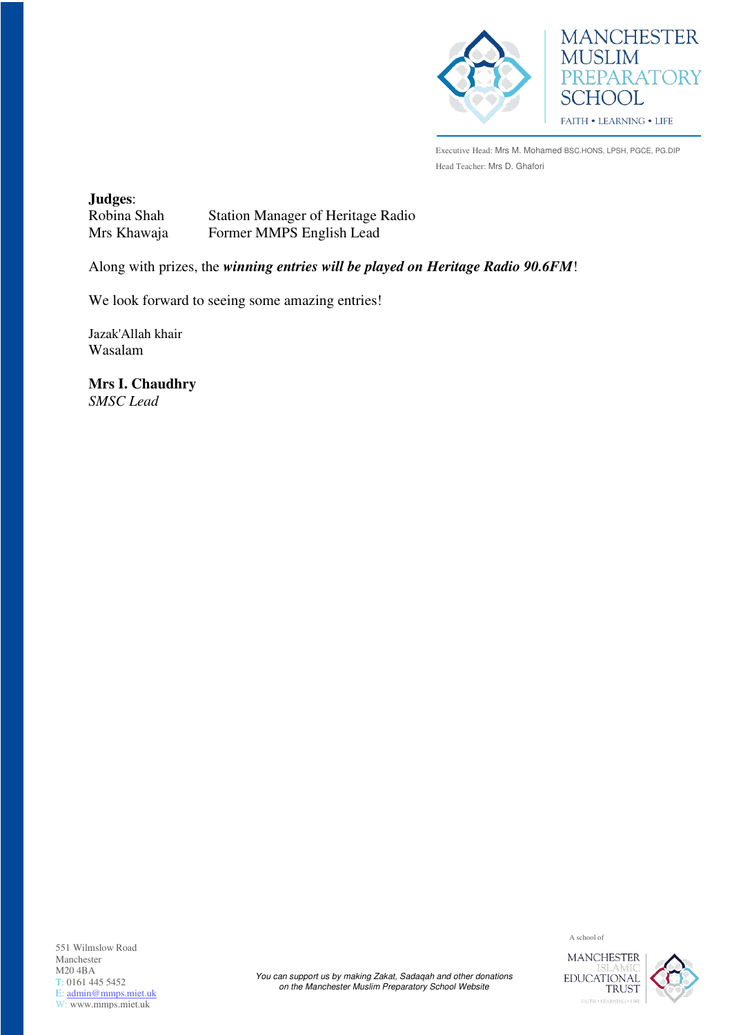**Judges**:

| | |
|---|---|
| Robina Shah | Station Manager of Heritage Radio |
| Mrs Khawaja | Former MMPS English Lead |

Along with prizes, the ***winning entries will be played on Heritage Radio 90.6FM***!

We look forward to seeing some amazing entries!

Jazak'Allah khair
Wasalam

**Mrs I. Chaudhry**
*SMSC Lead*